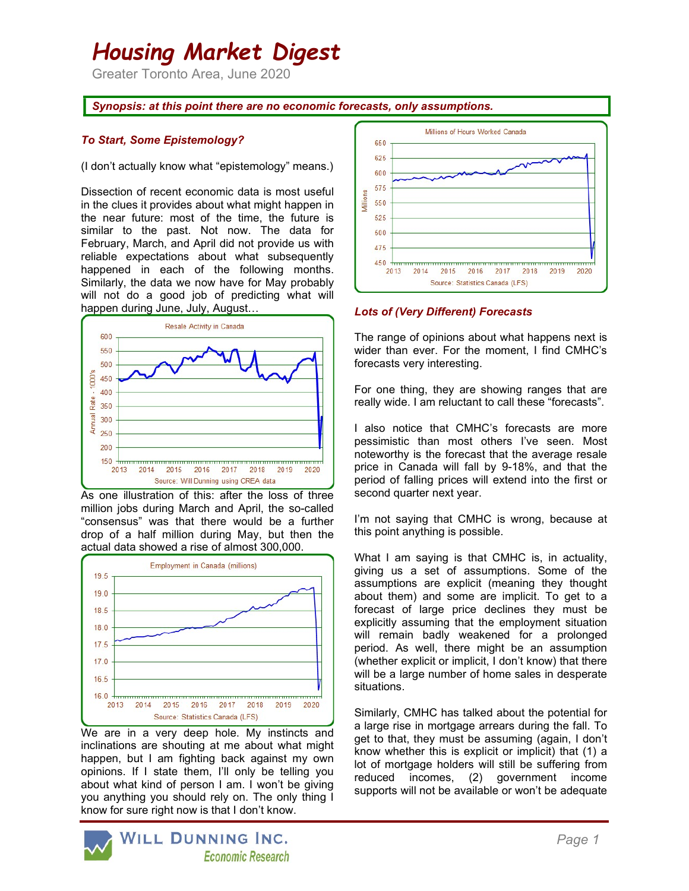# Housing Market Digest

Greater Toronto Area, June 2020

***Synopsis: at this point there are no economic forecasts, only assumptions.***

### *To Start, Some Epistemology?*

(I don't actually know what "epistemology" means.)

Dissection of recent economic data is most useful in the clues it provides about what might happen in the near future: most of the time, the future is similar to the past. Not now. The data for February, March, and April did not provide us with reliable expectations about what subsequently happened in each of the following months. Similarly, the data we now have for May probably will not do a good job of predicting what will happen during June, July, August…

As one illustration of this: after the loss of three million jobs during March and April, the so-called "consensus" was that there would be a further drop of a half million during May, but then the actual data showed a rise of almost 300,000.

We are in a very deep hole. My instincts and inclinations are shouting at me about what might happen, but I am fighting back against my own opinions. If I state them, I'll only be telling you about what kind of person I am. I won't be giving you anything you should rely on. The only thing I know for sure right now is that I don't know.

### *Lots of (Very Different) Forecasts*

The range of opinions about what happens next is wider than ever. For the moment, I find CMHC's forecasts very interesting.

For one thing, they are showing ranges that are really wide. I am reluctant to call these "forecasts".

I also notice that CMHC's forecasts are more pessimistic than most others I've seen. Most noteworthy is the forecast that the average resale price in Canada will fall by 9-18%, and that the period of falling prices will extend into the first or second quarter next year.

I'm not saying that CMHC is wrong, because at this point anything is possible.

What I am saying is that CMHC is, in actuality, giving us a set of assumptions. Some of the assumptions are explicit (meaning they thought about them) and some are implicit. To get to a forecast of large price declines they must be explicitly assuming that the employment situation will remain badly weakened for a prolonged period. As well, there might be an assumption (whether explicit or implicit, I don't know) that there will be a large number of home sales in desperate situations.

Similarly, CMHC has talked about the potential for a large rise in mortgage arrears during the fall. To get to that, they must be assuming (again, I don't know whether this is explicit or implicit) that (1) a lot of mortgage holders will still be suffering from reduced incomes, (2) government income supports will not be available or won't be adequate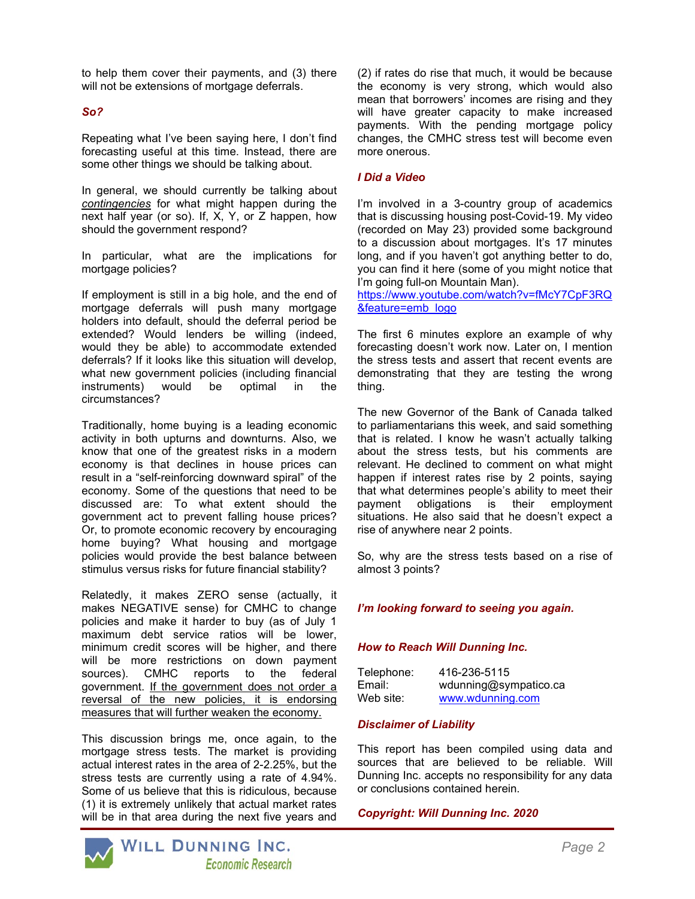to help them cover their payments, and (3) there will not be extensions of mortgage deferrals.

***So?***

Repeating what I've been saying here, I don't find forecasting useful at this time. Instead, there are some other things we should be talking about.

In general, we should currently be talking about *contingencies* for what might happen during the next half year (or so). If, X, Y, or Z happen, how should the government respond?

In particular, what are the implications for mortgage policies?

If employment is still in a big hole, and the end of mortgage deferrals will push many mortgage holders into default, should the deferral period be extended? Would lenders be willing (indeed, would they be able) to accommodate extended deferrals? If it looks like this situation will develop, what new government policies (including financial instruments) would be optimal in the circumstances?

Traditionally, home buying is a leading economic activity in both upturns and downturns. Also, we know that one of the greatest risks in a modern economy is that declines in house prices can result in a "self-reinforcing downward spiral" of the economy. Some of the questions that need to be discussed are: To what extent should the government act to prevent falling house prices? Or, to promote economic recovery by encouraging home buying? What housing and mortgage policies would provide the best balance between stimulus versus risks for future financial stability?

Relatedly, it makes ZERO sense (actually, it makes NEGATIVE sense) for CMHC to change policies and make it harder to buy (as of July 1 maximum debt service ratios will be lower, minimum credit scores will be higher, and there will be more restrictions on down payment sources). CMHC reports to the federal government. If the government does not order a reversal of the new policies, it is endorsing measures that will further weaken the economy.

This discussion brings me, once again, to the mortgage stress tests. The market is providing actual interest rates in the area of 2-2.25%, but the stress tests are currently using a rate of 4.94%. Some of us believe that this is ridiculous, because (1) it is extremely unlikely that actual market rates will be in that area during the next five years and (2) if rates do rise that much, it would be because the economy is very strong, which would also mean that borrowers' incomes are rising and they will have greater capacity to make increased payments. With the pending mortgage policy changes, the CMHC stress test will become even more onerous.

***I Did a Video***

I'm involved in a 3-country group of academics that is discussing housing post-Covid-19. My video (recorded on May 23) provided some background to a discussion about mortgages. It's 17 minutes long, and if you haven't got anything better to do, you can find it here (some of you might notice that I'm going full-on Mountain Man).
https://www.youtube.com/watch?v=fMcY7CpF3RQ&feature=emb_logo

The first 6 minutes explore an example of why forecasting doesn't work now. Later on, I mention the stress tests and assert that recent events are demonstrating that they are testing the wrong thing.

The new Governor of the Bank of Canada talked to parliamentarians this week, and said something that is related. I know he wasn't actually talking about the stress tests, but his comments are relevant. He declined to comment on what might happen if interest rates rise by 2 points, saying that what determines people's ability to meet their payment obligations is their employment situations. He also said that he doesn't expect a rise of anywhere near 2 points.

So, why are the stress tests based on a rise of almost 3 points?

***I'm looking forward to seeing you again.***

***How to Reach Will Dunning Inc.***

| | |
|---|---|
| Telephone: | 416-236-5115 |
| Email: | wdunning@sympatico.ca |
| Web site: | www.wdunning.com |

***Disclaimer of Liability***

This report has been compiled using data and sources that are believed to be reliable. Will Dunning Inc. accepts no responsibility for any data or conclusions contained herein.

***Copyright: Will Dunning Inc. 2020***